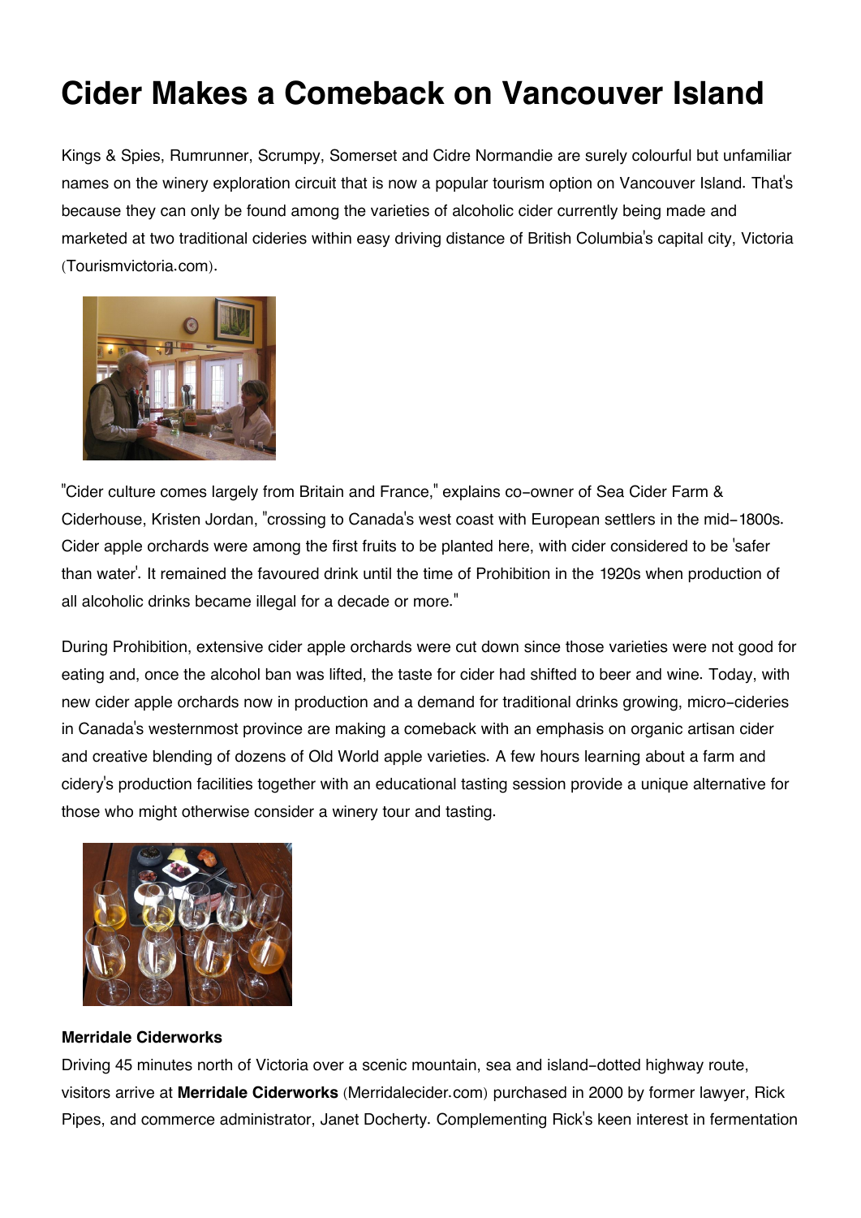# Cider Makes a Comeback on Vancouver Island

Kings & Spies, Rumrunner, Scrumpy, Somerset and Cidre Normandie are surely colourful but unfamiliar names on the winery exploration circuit that is now a popular tourism option on Vancouver Island. That's because they can only be found among the varieties of alcoholic cider currently being made and marketed at two traditional cideries within easy driving distance of British Columbia's capital city, Victoria (Tourismvictoria.com).

"Cider culture comes largely from Britain and France," explains co-owner of Sea Cider Farm & Ciderhouse, Kristen Jordan, "crossing to Canada's west coast with European settlers in the mid-1800s. Cider apple orchards were among the first fruits to be planted here, with cider considered to be 'safer than water'. It remained the favoured drink until the time of Prohibition in the 1920s when production of all alcoholic drinks became illegal for a decade or more."

During Prohibition, extensive cider apple orchards were cut down since those varieties were not good for eating and, once the alcohol ban was lifted, the taste for cider had shifted to beer and wine. Today, with new cider apple orchards now in production and a demand for traditional drinks growing, micro-cideries in Canada's westernmost province are making a comeback with an emphasis on organic artisan cider and creative blending of dozens of Old World apple varieties. A few hours learning about a farm and cidery's production facilities together with an educational tasting session provide a unique alternative for those who might otherwise consider a winery tour and tasting.

**Merridale Ciderworks**

Driving 45 minutes north of Victoria over a scenic mountain, sea and island-dotted highway route, visitors arrive at **Merridale Ciderworks** (Merridalecider.com) purchased in 2000 by former lawyer, Rick Pipes, and commerce administrator, Janet Docherty. Complementing Rick's keen interest in fermentation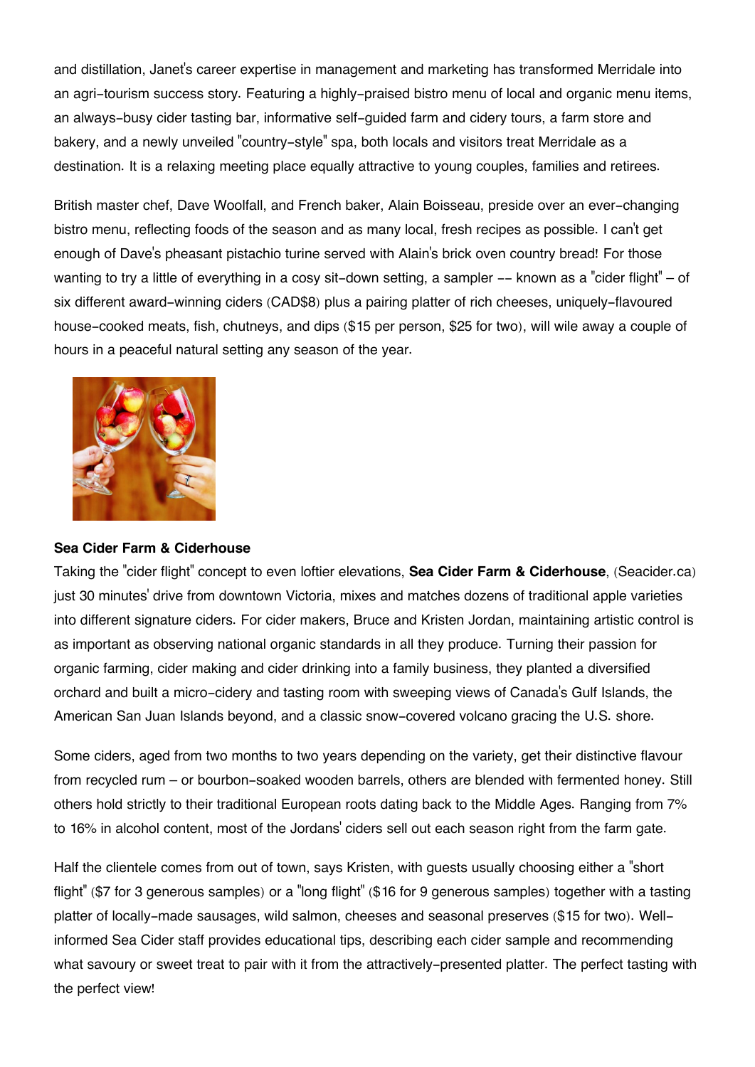and distillation, Janet's career expertise in management and marketing has transformed Merridale into an agri-tourism success story. Featuring a highly-praised bistro menu of local and organic menu items, an always-busy cider tasting bar, informative self-guided farm and cidery tours, a farm store and bakery, and a newly unveiled "country-style" spa, both locals and visitors treat Merridale as a destination. It is a relaxing meeting place equally attractive to young couples, families and retirees.

British master chef, Dave Woolfall, and French baker, Alain Boisseau, preside over an ever-changing bistro menu, reflecting foods of the season and as many local, fresh recipes as possible. I can't get enough of Dave's pheasant pistachio turine served with Alain's brick oven country bread! For those wanting to try a little of everything in a cosy sit-down setting, a sampler -- known as a "cider flight" – of six different award-winning ciders (CAD$8) plus a pairing platter of rich cheeses, uniquely-flavoured house-cooked meats, fish, chutneys, and dips ($15 per person, $25 for two), will wile away a couple of hours in a peaceful natural setting any season of the year.

**Sea Cider Farm & Ciderhouse**

Taking the "cider flight" concept to even loftier elevations, **Sea Cider Farm & Ciderhouse**, (Seacider.ca) just 30 minutes' drive from downtown Victoria, mixes and matches dozens of traditional apple varieties into different signature ciders. For cider makers, Bruce and Kristen Jordan, maintaining artistic control is as important as observing national organic standards in all they produce. Turning their passion for organic farming, cider making and cider drinking into a family business, they planted a diversified orchard and built a micro-cidery and tasting room with sweeping views of Canada's Gulf Islands, the American San Juan Islands beyond, and a classic snow-covered volcano gracing the U.S. shore.

Some ciders, aged from two months to two years depending on the variety, get their distinctive flavour from recycled rum – or bourbon-soaked wooden barrels, others are blended with fermented honey. Still others hold strictly to their traditional European roots dating back to the Middle Ages. Ranging from 7% to 16% in alcohol content, most of the Jordans' ciders sell out each season right from the farm gate.

Half the clientele comes from out of town, says Kristen, with guests usually choosing either a "short flight" ($7 for 3 generous samples) or a "long flight" ($16 for 9 generous samples) together with a tasting platter of locally-made sausages, wild salmon, cheeses and seasonal preserves ($15 for two). Well-informed Sea Cider staff provides educational tips, describing each cider sample and recommending what savoury or sweet treat to pair with it from the attractively-presented platter. The perfect tasting with the perfect view!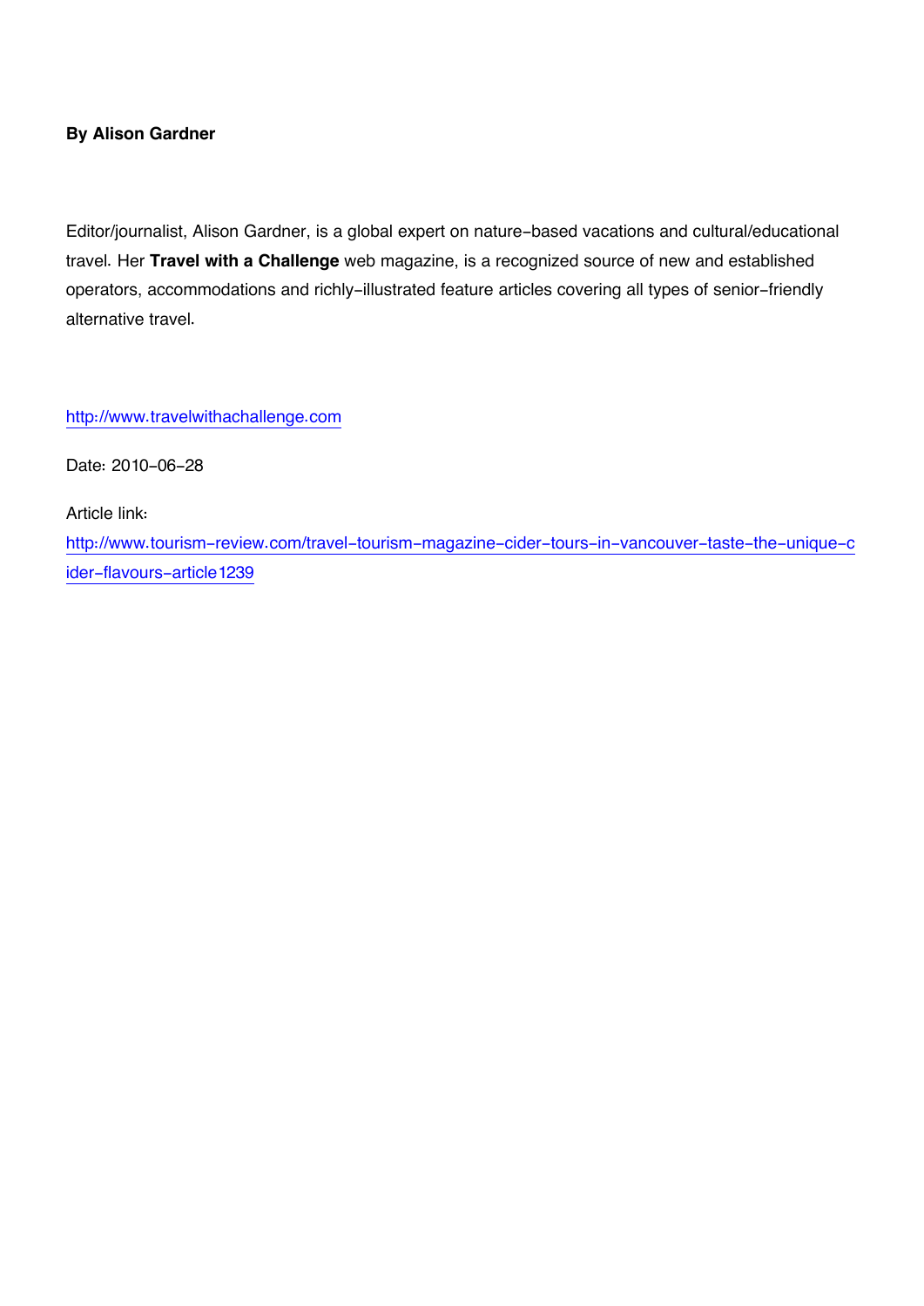**By Alison Gardner**

Editor/journalist, Alison Gardner, is a global expert on nature-based vacations and cultural/educational travel. Her **Travel with a Challenge** web magazine, is a recognized source of new and established operators, accommodations and richly-illustrated feature articles covering all types of senior-friendly alternative travel.

http://www.travelwithachallenge.com

Date: 2010-06-28

Article link:
http://www.tourism-review.com/travel-tourism-magazine-cider-tours-in-vancouver-taste-the-unique-cider-flavours-article1239